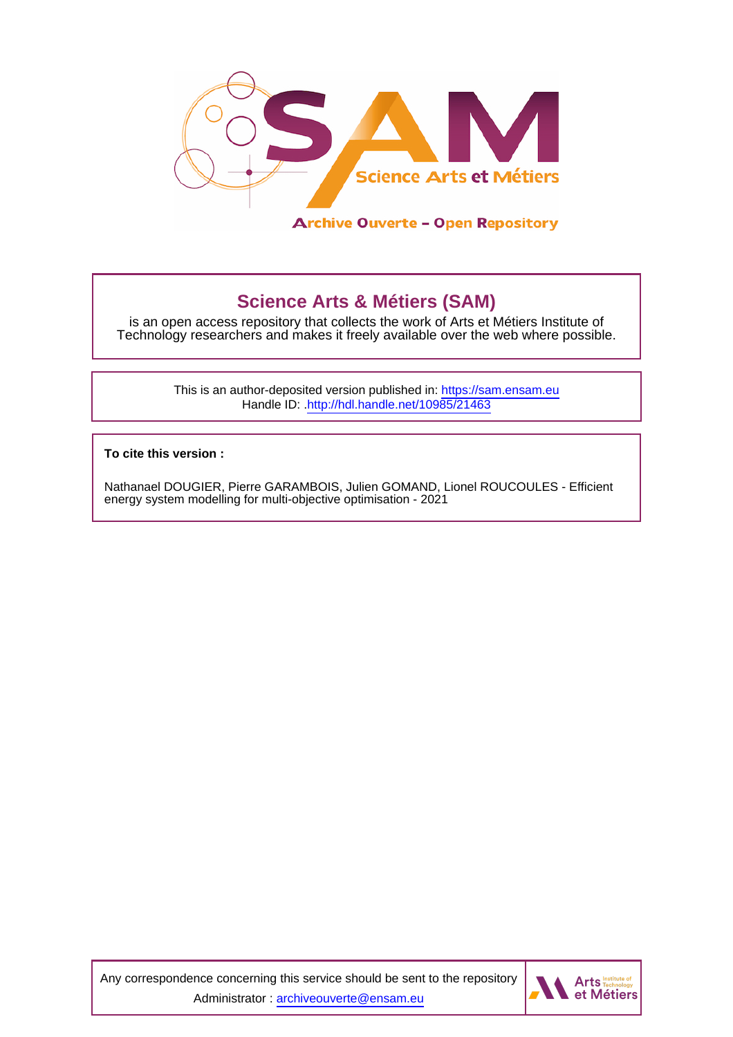## Science Arts & Métiers (SAM)

is an open access repository that collects the work of Arts et Métiers Institute of Technology researchers and makes it freely available over the web where possible.

This is an author-deposited version published in: https://sam.ensam.eu
Handle ID: .http://hdl.handle.net/10985/21463

**To cite this version :**

Nathanael DOUGIER, Pierre GARAMBOIS, Julien GOMAND, Lionel ROUCOULES - Efficient energy system modelling for multi-objective optimisation - 2021

Any correspondence concerning this service should be sent to the repository Administrator : archiveouverte@ensam.eu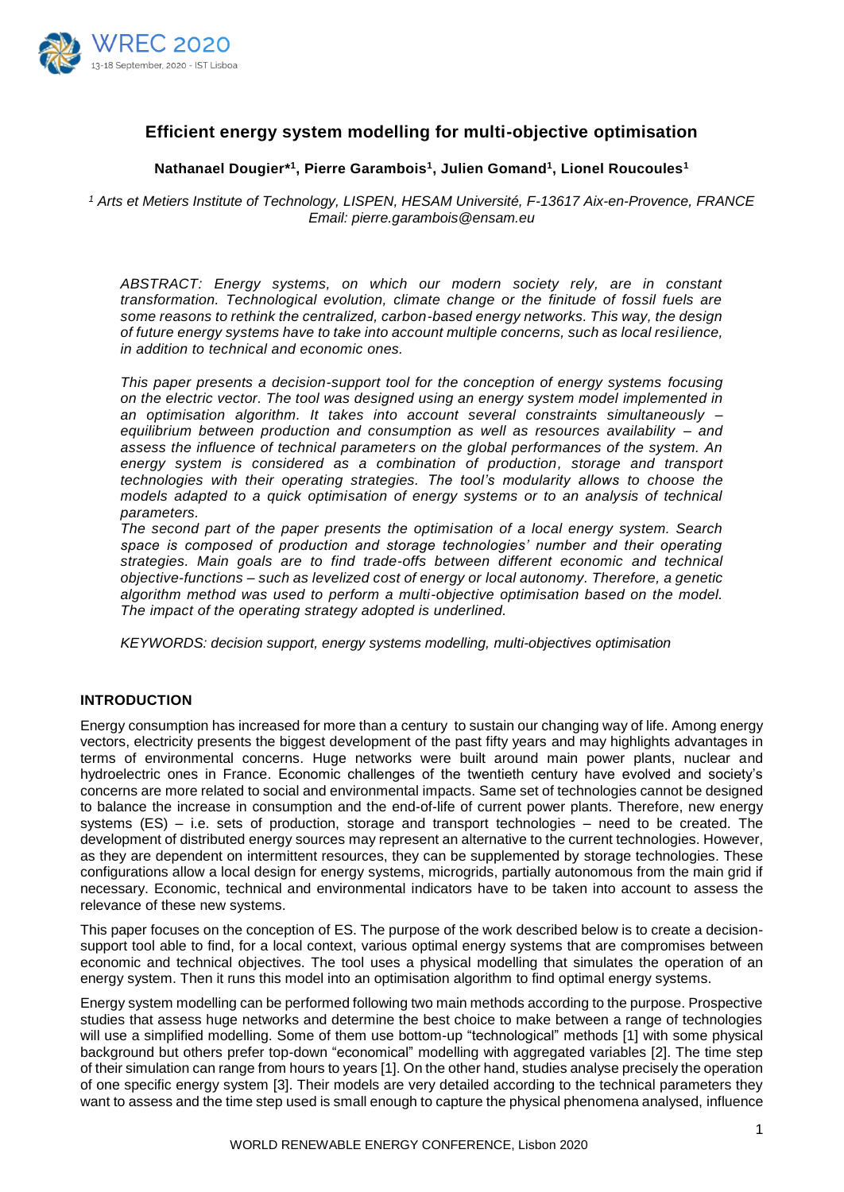# Efficient energy system modelling for multi-objective optimisation

**Nathanael Dougier*[1], Pierre Garambois[1], Julien Gomand[1], Lionel Roucoules[1]**

*[1] Arts et Metiers Institute of Technology, LISPEN, HESAM Université, F-13617 Aix-en-Provence, FRANCE*
*Email: pierre.garambois@ensam.eu*

*ABSTRACT: Energy systems, on which our modern society rely, are in constant transformation. Technological evolution, climate change or the finitude of fossil fuels are some reasons to rethink the centralized, carbon-based energy networks. This way, the design of future energy systems have to take into account multiple concerns, such as local resilience, in addition to technical and economic ones.*

*This paper presents a decision-support tool for the conception of energy systems focusing on the electric vector. The tool was designed using an energy system model implemented in an optimisation algorithm. It takes into account several constraints simultaneously – equilibrium between production and consumption as well as resources availability – and assess the influence of technical parameters on the global performances of the system. An energy system is considered as a combination of production, storage and transport technologies with their operating strategies. The tool's modularity allows to choose the models adapted to a quick optimisation of energy systems or to an analysis of technical parameters.*

*The second part of the paper presents the optimisation of a local energy system. Search space is composed of production and storage technologies' number and their operating strategies. Main goals are to find trade-offs between different economic and technical objective-functions – such as levelized cost of energy or local autonomy. Therefore, a genetic algorithm method was used to perform a multi-objective optimisation based on the model. The impact of the operating strategy adopted is underlined.*

*KEYWORDS: decision support, energy systems modelling, multi-objectives optimisation*

## INTRODUCTION

Energy consumption has increased for more than a century to sustain our changing way of life. Among energy vectors, electricity presents the biggest development of the past fifty years and may highlights advantages in terms of environmental concerns. Huge networks were built around main power plants, nuclear and hydroelectric ones in France. Economic challenges of the twentieth century have evolved and society's concerns are more related to social and environmental impacts. Same set of technologies cannot be designed to balance the increase in consumption and the end-of-life of current power plants. Therefore, new energy systems (ES) – i.e. sets of production, storage and transport technologies – need to be created. The development of distributed energy sources may represent an alternative to the current technologies. However, as they are dependent on intermittent resources, they can be supplemented by storage technologies. These configurations allow a local design for energy systems, microgrids, partially autonomous from the main grid if necessary. Economic, technical and environmental indicators have to be taken into account to assess the relevance of these new systems.

This paper focuses on the conception of ES. The purpose of the work described below is to create a decision-support tool able to find, for a local context, various optimal energy systems that are compromises between economic and technical objectives. The tool uses a physical modelling that simulates the operation of an energy system. Then it runs this model into an optimisation algorithm to find optimal energy systems.

Energy system modelling can be performed following two main methods according to the purpose. Prospective studies that assess huge networks and determine the best choice to make between a range of technologies will use a simplified modelling. Some of them use bottom-up "technological" methods [1] with some physical background but others prefer top-down "economical" modelling with aggregated variables [2]. The time step of their simulation can range from hours to years [1]. On the other hand, studies analyse precisely the operation of one specific energy system [3]. Their models are very detailed according to the technical parameters they want to assess and the time step used is small enough to capture the physical phenomena analysed, influence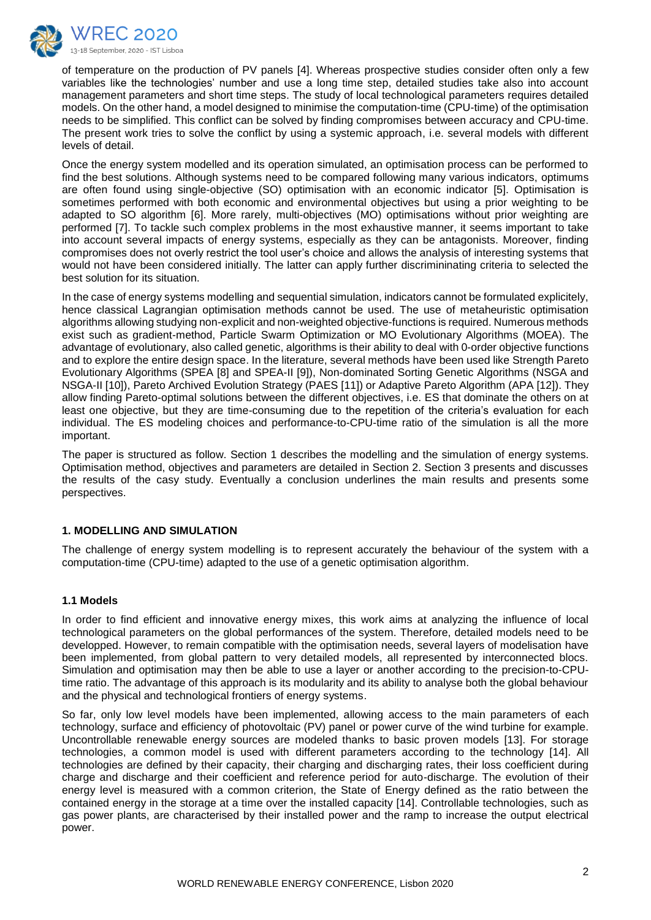of temperature on the production of PV panels [4]. Whereas prospective studies consider often only a few variables like the technologies' number and use a long time step, detailed studies take also into account management parameters and short time steps. The study of local technological parameters requires detailed models. On the other hand, a model designed to minimise the computation-time (CPU-time) of the optimisation needs to be simplified. This conflict can be solved by finding compromises between accuracy and CPU-time. The present work tries to solve the conflict by using a systemic approach, i.e. several models with different levels of detail.

Once the energy system modelled and its operation simulated, an optimisation process can be performed to find the best solutions. Although systems need to be compared following many various indicators, optimums are often found using single-objective (SO) optimisation with an economic indicator [5]. Optimisation is sometimes performed with both economic and environmental objectives but using a prior weighting to be adapted to SO algorithm [6]. More rarely, multi-objectives (MO) optimisations without prior weighting are performed [7]. To tackle such complex problems in the most exhaustive manner, it seems important to take into account several impacts of energy systems, especially as they can be antagonists. Moreover, finding compromises does not overly restrict the tool user's choice and allows the analysis of interesting systems that would not have been considered initially. The latter can apply further discrimininating criteria to selected the best solution for its situation.

In the case of energy systems modelling and sequential simulation, indicators cannot be formulated explicitely, hence classical Lagrangian optimisation methods cannot be used. The use of metaheuristic optimisation algorithms allowing studying non-explicit and non-weighted objective-functions is required. Numerous methods exist such as gradient-method, Particle Swarm Optimization or MO Evolutionary Algorithms (MOEA). The advantage of evolutionary, also called genetic, algorithms is their ability to deal with 0-order objective functions and to explore the entire design space. In the literature, several methods have been used like Strength Pareto Evolutionary Algorithms (SPEA [8] and SPEA-II [9]), Non-dominated Sorting Genetic Algorithms (NSGA and NSGA-II [10]), Pareto Archived Evolution Strategy (PAES [11]) or Adaptive Pareto Algorithm (APA [12]). They allow finding Pareto-optimal solutions between the different objectives, i.e. ES that dominate the others on at least one objective, but they are time-consuming due to the repetition of the criteria's evaluation for each individual. The ES modeling choices and performance-to-CPU-time ratio of the simulation is all the more important.

The paper is structured as follow. Section 1 describes the modelling and the simulation of energy systems. Optimisation method, objectives and parameters are detailed in Section 2. Section 3 presents and discusses the results of the casy study. Eventually a conclusion underlines the main results and presents some perspectives.

## 1. MODELLING AND SIMULATION

The challenge of energy system modelling is to represent accurately the behaviour of the system with a computation-time (CPU-time) adapted to the use of a genetic optimisation algorithm.

### 1.1 Models

In order to find efficient and innovative energy mixes, this work aims at analyzing the influence of local technological parameters on the global performances of the system. Therefore, detailed models need to be developped. However, to remain compatible with the optimisation needs, several layers of modelisation have been implemented, from global pattern to very detailed models, all represented by interconnected blocs. Simulation and optimisation may then be able to use a layer or another according to the precision-to-CPU-time ratio. The advantage of this approach is its modularity and its ability to analyse both the global behaviour and the physical and technological frontiers of energy systems.

So far, only low level models have been implemented, allowing access to the main parameters of each technology, surface and efficiency of photovoltaic (PV) panel or power curve of the wind turbine for example. Uncontrollable renewable energy sources are modeled thanks to basic proven models [13]. For storage technologies, a common model is used with different parameters according to the technology [14]. All technologies are defined by their capacity, their charging and discharging rates, their loss coefficient during charge and discharge and their coefficient and reference period for auto-discharge. The evolution of their energy level is measured with a common criterion, the State of Energy defined as the ratio between the contained energy in the storage at a time over the installed capacity [14]. Controllable technologies, such as gas power plants, are characterised by their installed power and the ramp to increase the output electrical power.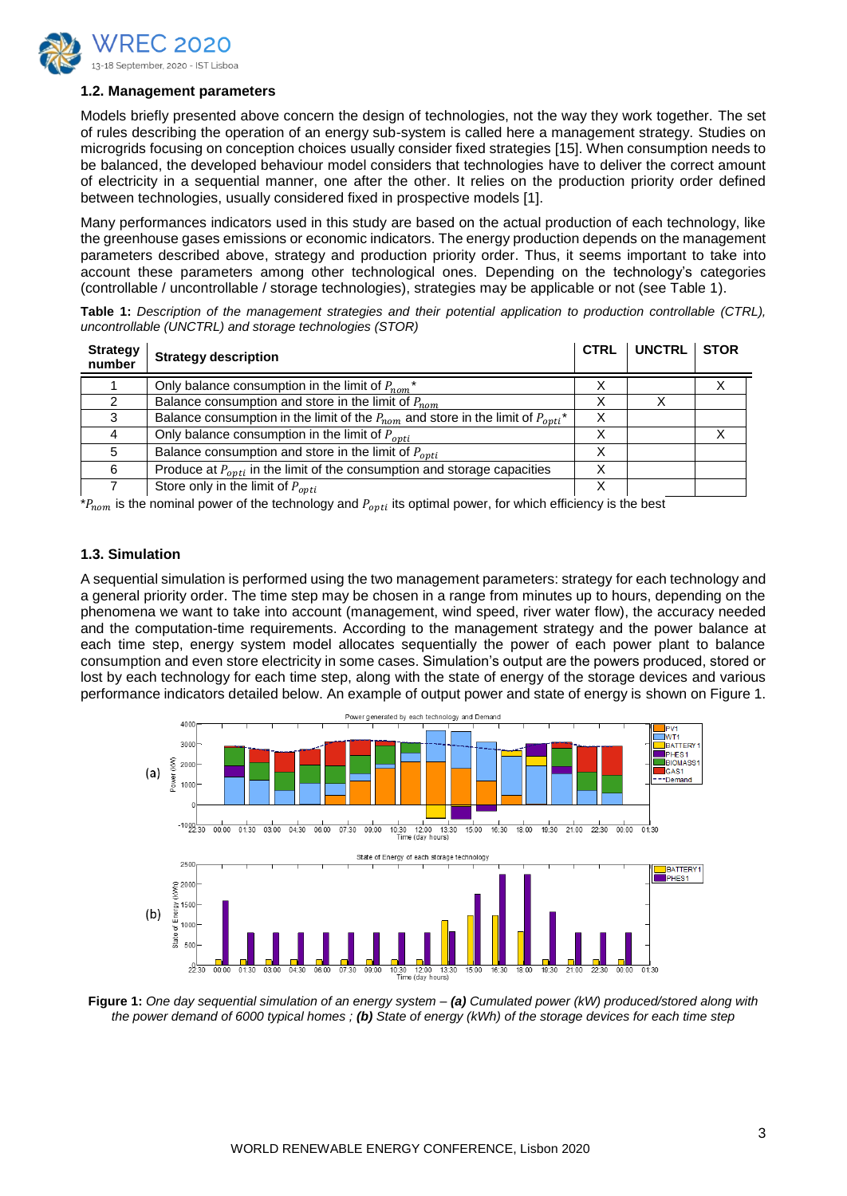### 1.2. Management parameters

Models briefly presented above concern the design of technologies, not the way they work together. The set of rules describing the operation of an energy sub-system is called here a management strategy. Studies on microgrids focusing on conception choices usually consider fixed strategies [15]. When consumption needs to be balanced, the developed behaviour model considers that technologies have to deliver the correct amount of electricity in a sequential manner, one after the other. It relies on the production priority order defined between technologies, usually considered fixed in prospective models [1].

Many performances indicators used in this study are based on the actual production of each technology, like the greenhouse gases emissions or economic indicators. The energy production depends on the management parameters described above, strategy and production priority order. Thus, it seems important to take into account these parameters among other technological ones. Depending on the technology's categories (controllable / uncontrollable / storage technologies), strategies may be applicable or not (see Table 1).

**Table 1:** *Description of the management strategies and their potential application to production controllable (CTRL), uncontrollable (UNCTRL) and storage technologies (STOR)*

| Strategy number | Strategy description | CTRL | UNCTRL | STOR |
|---|---|---|---|---|
| 1 | Only balance consumption in the limit of $P_{nom}$* | X | | X |
| 2 | Balance consumption and store in the limit of $P_{nom}$ | X | X | |
| 3 | Balance consumption in the limit of the $P_{nom}$ and store in the limit of $P_{opti}$* | X | | |
| 4 | Only balance consumption in the limit of $P_{opti}$ | X | | X |
| 5 | Balance consumption and store in the limit of $P_{opti}$ | X | | |
| 6 | Produce at $P_{opti}$ in the limit of the consumption and storage capacities | X | | |
| 7 | Store only in the limit of $P_{opti}$ | X | | |

*$P_{nom}$ is the nominal power of the technology and $P_{opti}$ its optimal power, for which efficiency is the best

### 1.3. Simulation

A sequential simulation is performed using the two management parameters: strategy for each technology and a general priority order. The time step may be chosen in a range from minutes up to hours, depending on the phenomena we want to take into account (management, wind speed, river water flow), the accuracy needed and the computation-time requirements. According to the management strategy and the power balance at each time step, energy system model allocates sequentially the power of each power plant to balance consumption and even store electricity in some cases. Simulation's output are the powers produced, stored or lost by each technology for each time step, along with the state of energy of the storage devices and various performance indicators detailed below. An example of output power and state of energy is shown on Figure 1.

**Figure 1:** *One day sequential simulation of an energy system –* ***(a)*** *Cumulated power (kW) produced/stored along with the power demand of 6000 typical homes ;* ***(b)*** *State of energy (kWh) of the storage devices for each time step*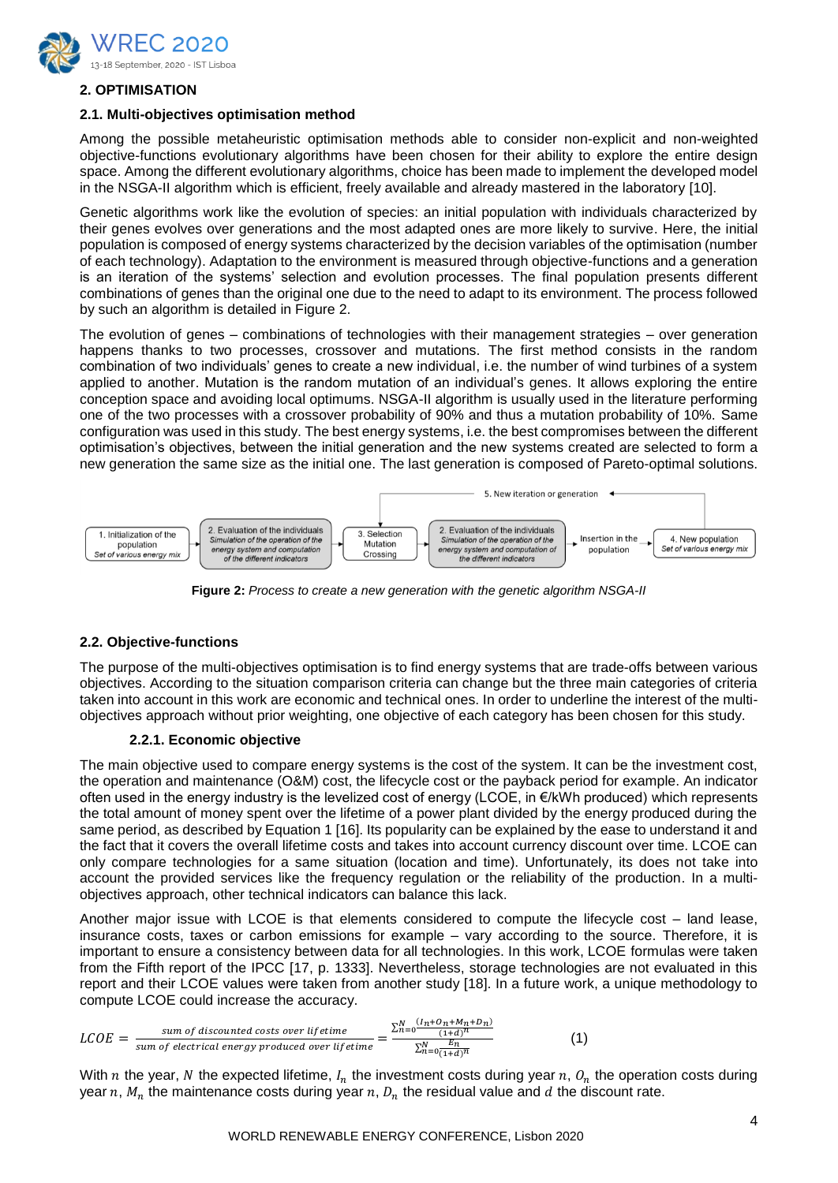## 2. OPTIMISATION

### 2.1. Multi-objectives optimisation method

Among the possible metaheuristic optimisation methods able to consider non-explicit and non-weighted objective-functions evolutionary algorithms have been chosen for their ability to explore the entire design space. Among the different evolutionary algorithms, choice has been made to implement the developed model in the NSGA-II algorithm which is efficient, freely available and already mastered in the laboratory [10].

Genetic algorithms work like the evolution of species: an initial population with individuals characterized by their genes evolves over generations and the most adapted ones are more likely to survive. Here, the initial population is composed of energy systems characterized by the decision variables of the optimisation (number of each technology). Adaptation to the environment is measured through objective-functions and a generation is an iteration of the systems' selection and evolution processes. The final population presents different combinations of genes than the original one due to the need to adapt to its environment. The process followed by such an algorithm is detailed in Figure 2.

The evolution of genes – combinations of technologies with their management strategies – over generation happens thanks to two processes, crossover and mutations. The first method consists in the random combination of two individuals' genes to create a new individual, i.e. the number of wind turbines of a system applied to another. Mutation is the random mutation of an individual's genes. It allows exploring the entire conception space and avoiding local optimums. NSGA-II algorithm is usually used in the literature performing one of the two processes with a crossover probability of 90% and thus a mutation probability of 10%. Same configuration was used in this study. The best energy systems, i.e. the best compromises between the different optimisation's objectives, between the initial generation and the new systems created are selected to form a new generation the same size as the initial one. The last generation is composed of Pareto-optimal solutions.

1. Initialization of the population *Set of various energy mix* → 2. Evaluation of the individuals *Simulation of the operation of the energy system and computation of the different indicators* → 3. Selection Mutation Crossing → 2. Evaluation of the individuals *Simulation of the operation of the energy system and computation of the different indicators* → Insertion in the population → 4. New population *Set of various energy mix* → 5. New iteration or generation

**Figure 2:** *Process to create a new generation with the genetic algorithm NSGA-II*

### 2.2. Objective-functions

The purpose of the multi-objectives optimisation is to find energy systems that are trade-offs between various objectives. According to the situation comparison criteria can change but the three main categories of criteria taken into account in this work are economic and technical ones. In order to underline the interest of the multi-objectives approach without prior weighting, one objective of each category has been chosen for this study.

#### 2.2.1. Economic objective

The main objective used to compare energy systems is the cost of the system. It can be the investment cost, the operation and maintenance (O&M) cost, the lifecycle cost or the payback period for example. An indicator often used in the energy industry is the levelized cost of energy (LCOE, in €/kWh produced) which represents the total amount of money spent over the lifetime of a power plant divided by the energy produced during the same period, as described by Equation 1 [16]. Its popularity can be explained by the ease to understand it and the fact that it covers the overall lifetime costs and takes into account currency discount over time. LCOE can only compare technologies for a same situation (location and time). Unfortunately, its does not take into account the provided services like the frequency regulation or the reliability of the production. In a multi-objectives approach, other technical indicators can balance this lack.

Another major issue with LCOE is that elements considered to compute the lifecycle cost – land lease, insurance costs, taxes or carbon emissions for example – vary according to the source. Therefore, it is important to ensure a consistency between data for all technologies. In this work, LCOE formulas were taken from the Fifth report of the IPCC [17, p. 1333]. Nevertheless, storage technologies are not evaluated in this report and their LCOE values were taken from another study [18]. In a future work, a unique methodology to compute LCOE could increase the accuracy.

$$LCOE = \frac{sum\ of\ discounted\ costs\ over\ lifetime}{sum\ of\ electrical\ energy\ produced\ over\ lifetime} = \frac{\sum_{n=0}^{N} \frac{(I_n+O_n+M_n+D_n)}{(1+d)^n}}{\sum_{n=0}^{N} \frac{E_n}{(1+d)^n}} \qquad (1)$$

With $n$ the year, $N$ the expected lifetime, $I_n$ the investment costs during year $n$, $O_n$ the operation costs during year $n$, $M_n$ the maintenance costs during year $n$, $D_n$ the residual value and $d$ the discount rate.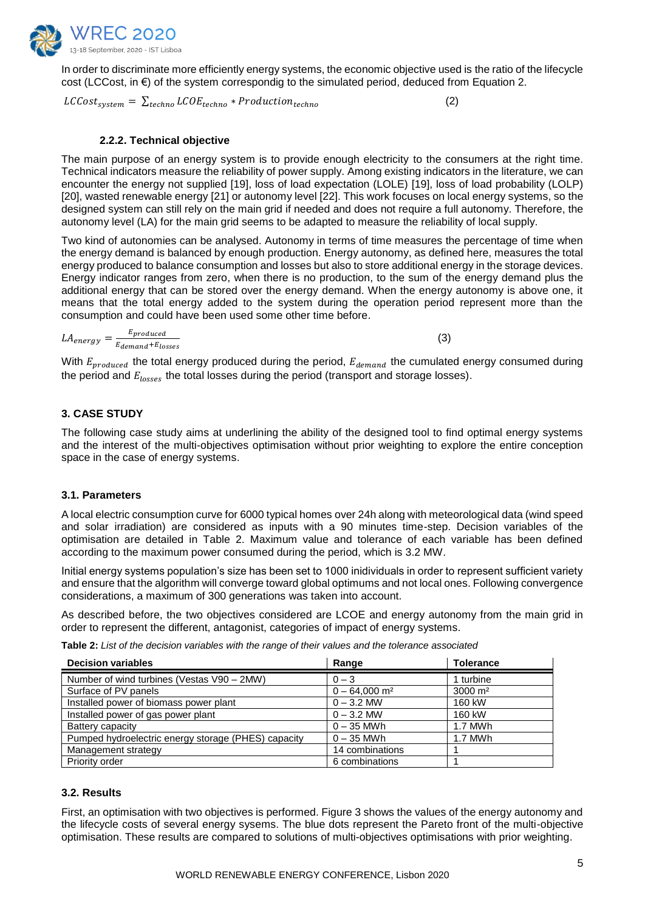In order to discriminate more efficiently energy systems, the economic objective used is the ratio of the lifecycle cost (LCCost, in €) of the system correspondig to the simulated period, deduced from Equation 2.

$$LCCost_{system} = \sum_{techno} LCOE_{techno} * Production_{techno} \quad (2)$$

#### 2.2.2. Technical objective

The main purpose of an energy system is to provide enough electricity to the consumers at the right time. Technical indicators measure the reliability of power supply. Among existing indicators in the literature, we can encounter the energy not supplied [19], loss of load expectation (LOLE) [19], loss of load probability (LOLP) [20], wasted renewable energy [21] or autonomy level [22]. This work focuses on local energy systems, so the designed system can still rely on the main grid if needed and does not require a full autonomy. Therefore, the autonomy level (LA) for the main grid seems to be adapted to measure the reliability of local supply.

Two kind of autonomies can be analysed. Autonomy in terms of time measures the percentage of time when the energy demand is balanced by enough production. Energy autonomy, as defined here, measures the total energy produced to balance consumption and losses but also to store additional energy in the storage devices. Energy indicator ranges from zero, when there is no production, to the sum of the energy demand plus the additional energy that can be stored over the energy demand. When the energy autonomy is above one, it means that the total energy added to the system during the operation period represent more than the consumption and could have been used some other time before.

$$LA_{energy} = \frac{E_{produced}}{E_{demand} + E_{losses}} \quad (3)$$

With $E_{produced}$ the total energy produced during the period, $E_{demand}$ the cumulated energy consumed during the period and $E_{losses}$ the total losses during the period (transport and storage losses).

## 3. CASE STUDY

The following case study aims at underlining the ability of the designed tool to find optimal energy systems and the interest of the multi-objectives optimisation without prior weighting to explore the entire conception space in the case of energy systems.

### 3.1. Parameters

A local electric consumption curve for 6000 typical homes over 24h along with meteorological data (wind speed and solar irradiation) are considered as inputs with a 90 minutes time-step. Decision variables of the optimisation are detailed in Table 2. Maximum value and tolerance of each variable has been defined according to the maximum power consumed during the period, which is 3.2 MW.

Initial energy systems population's size has been set to 1000 inidividuals in order to represent sufficient variety and ensure that the algorithm will converge toward global optimums and not local ones. Following convergence considerations, a maximum of 300 generations was taken into account.

As described before, the two objectives considered are LCOE and energy autonomy from the main grid in order to represent the different, antagonist, categories of impact of energy systems.

**Table 2:** *List of the decision variables with the range of their values and the tolerance associated*

| Decision variables | Range | Tolerance |
|---|---|---|
| Number of wind turbines (Vestas V90 – 2MW) | 0 – 3 | 1 turbine |
| Surface of PV panels | 0 – 64,000 m² | 3000 m² |
| Installed power of biomass power plant | 0 – 3.2 MW | 160 kW |
| Installed power of gas power plant | 0 – 3.2 MW | 160 kW |
| Battery capacity | 0 – 35 MWh | 1.7 MWh |
| Pumped hydroelectric energy storage (PHES) capacity | 0 – 35 MWh | 1.7 MWh |
| Management strategy | 14 combinations | 1 |
| Priority order | 6 combinations | 1 |

### 3.2. Results

First, an optimisation with two objectives is performed. Figure 3 shows the values of the energy autonomy and the lifecycle costs of several energy sysems. The blue dots represent the Pareto front of the multi-objective optimisation. These results are compared to solutions of multi-objectives optimisations with prior weighting.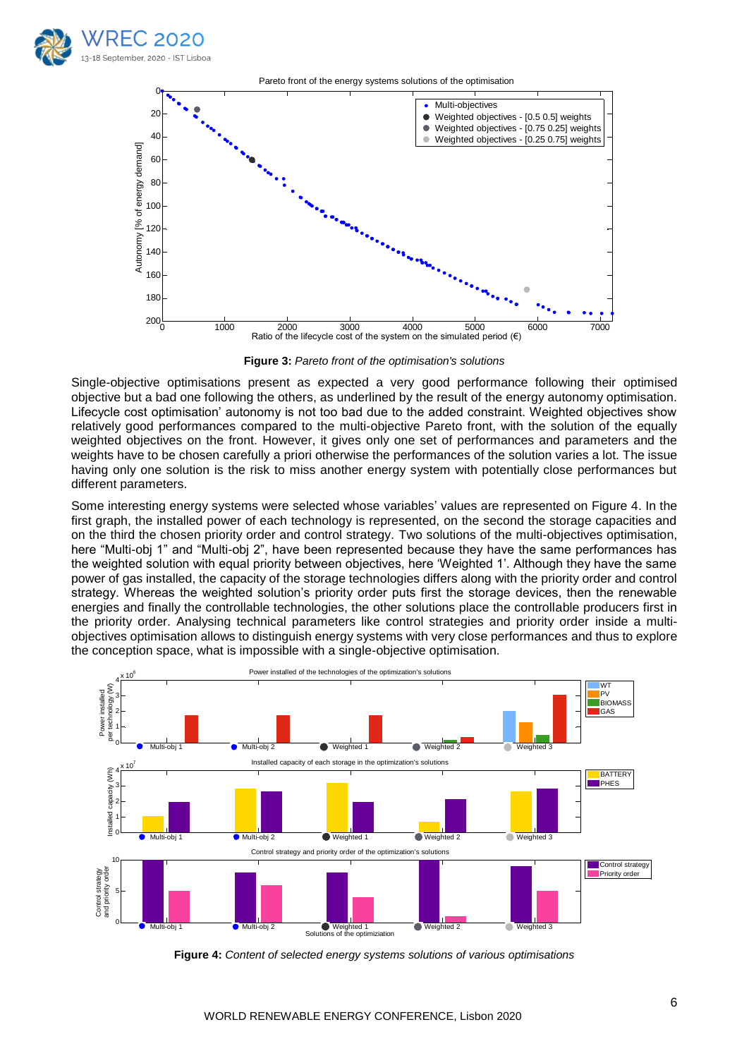**Figure 3:** *Pareto front of the optimisation's solutions*

Single-objective optimisations present as expected a very good performance following their optimised objective but a bad one following the others, as underlined by the result of the energy autonomy optimisation. Lifecycle cost optimisation' autonomy is not too bad due to the added constraint. Weighted objectives show relatively good performances compared to the multi-objective Pareto front, with the solution of the equally weighted objectives on the front. However, it gives only one set of performances and parameters and the weights have to be chosen carefully a priori otherwise the performances of the solution varies a lot. The issue having only one solution is the risk to miss another energy system with potentially close performances but different parameters.

Some interesting energy systems were selected whose variables' values are represented on Figure 4. In the first graph, the installed power of each technology is represented, on the second the storage capacities and on the third the chosen priority order and control strategy. Two solutions of the multi-objectives optimisation, here "Multi-obj 1" and "Multi-obj 2", have been represented because they have the same performances has the weighted solution with equal priority between objectives, here 'Weighted 1'. Although they have the same power of gas installed, the capacity of the storage technologies differs along with the priority order and control strategy. Whereas the weighted solution's priority order puts first the storage devices, then the renewable energies and finally the controllable technologies, the other solutions place the controllable producers first in the priority order. Analysing technical parameters like control strategies and priority order inside a multi-objectives optimisation allows to distinguish energy systems with very close performances and thus to explore the conception space, what is impossible with a single-objective optimisation.

**Figure 4:** *Content of selected energy systems solutions of various optimisations*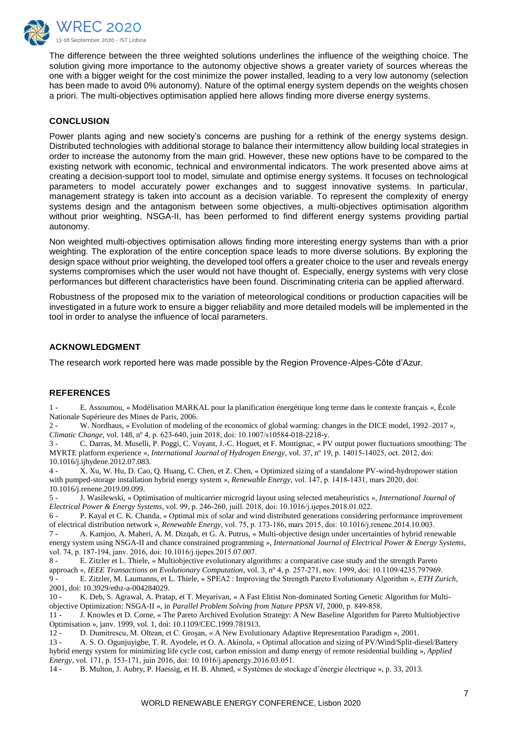The difference between the three weighted solutions underlines the influence of the weigthing choice. The solution giving more importance to the autonomy objective shows a greater variety of sources whereas the one with a bigger weight for the cost minimize the power installed, leading to a very low autonomy (selection has been made to avoid 0% autonomy). Nature of the optimal energy system depends on the weights chosen a priori. The multi-objectives optimisation applied here allows finding more diverse energy systems.

## CONCLUSION

Power plants aging and new society's concerns are pushing for a rethink of the energy systems design. Distributed technologies with additional storage to balance their intermittency allow building local strategies in order to increase the autonomy from the main grid. However, these new options have to be compared to the existing network with economic, technical and environmental indicators. The work presented above aims at creating a decision-support tool to model, simulate and optimise energy systems. It focuses on technological parameters to model accurately power exchanges and to suggest innovative systems. In particular, management strategy is taken into account as a decision variable. To represent the complexity of energy systems design and the antagonism between some objectives, a multi-objectives optimisation algorithm without prior weighting, NSGA-II, has been performed to find different energy systems providing partial autonomy.

Non weighted multi-objectives optimisation allows finding more interesting energy systems than with a prior weighting. The exploration of the entire conception space leads to more diverse solutions. By exploring the design space without prior weighting, the developed tool offers a greater choice to the user and reveals energy systems compromises which the user would not have thought of. Especially, energy systems with very close performances but different characteristics have been found. Discriminating criteria can be applied afterward.

Robustness of the proposed mix to the variation of meteorological conditions or production capacities will be investigated in a future work to ensure a bigger reliability and more detailed models will be implemented in the tool in order to analyse the influence of local parameters.

## ACKNOWLEDGMENT

The research work reported here was made possible by the Region Provence-Alpes-Côte d'Azur.

## REFERENCES

1 - E. Assoumou, « Modélisation MARKAL pour la planification énergétique long terme dans le contexte français », École Nationale Supérieure des Mines de Paris, 2006.

2 - W. Nordhaus, « Evolution of modeling of the economics of global warming: changes in the DICE model, 1992–2017 », *Climatic Change*, vol. 148, nº 4, p. 623-640, juin 2018, doi: 10.1007/s10584-018-2218-y.

3 - C. Darras, M. Muselli, P. Poggi, C. Voyant, J.-C. Hoguet, et F. Montignac, « PV output power fluctuations smoothing: The MYRTE platform experience », *International Journal of Hydrogen Energy*, vol. 37, nº 19, p. 14015-14025, oct. 2012, doi: 10.1016/j.ijhydene.2012.07.083.

4 - X. Xu, W. Hu, D. Cao, Q. Huang, C. Chen, et Z. Chen, « Optimized sizing of a standalone PV-wind-hydropower station with pumped-storage installation hybrid energy system », *Renewable Energy*, vol. 147, p. 1418-1431, mars 2020, doi: 10.1016/j.renene.2019.09.099.

5 - J. Wasilewski, « Optimisation of multicarrier microgrid layout using selected metaheuristics », *International Journal of Electrical Power & Energy Systems*, vol. 99, p. 246-260, juill. 2018, doi: 10.1016/j.ijepes.2018.01.022.

6 - P. Kayal et C. K. Chanda, « Optimal mix of solar and wind distributed generations considering performance improvement of electrical distribution network », *Renewable Energy*, vol. 75, p. 173-186, mars 2015, doi: 10.1016/j.renene.2014.10.003.

7 - A. Kamjoo, A. Maheri, A. M. Dizqah, et G. A. Putrus, « Multi-objective design under uncertainties of hybrid renewable energy system using NSGA-II and chance constrained programming », *International Journal of Electrical Power & Energy Systems*, vol. 74, p. 187-194, janv. 2016, doi: 10.1016/j.ijepes.2015.07.007.

8 - E. Zitzler et L. Thiele, « Multiobjective evolutionary algorithms: a comparative case study and the strength Pareto approach », *IEEE Transactions on Evolutionary Computation*, vol. 3, nº 4, p. 257-271, nov. 1999, doi: 10.1109/4235.797969.

9 - E. Zitzler, M. Laumanns, et L. Thiele, « SPEA2 : Improving the Strength Pareto Evolutionary Algorithm », *ETH Zurich*, 2001, doi: 10.3929/ethz-a-004284029.

10 - K. Deb, S. Agrawal, A. Pratap, et T. Meyarivan, « A Fast Elitist Non-dominated Sorting Genetic Algorithm for Multi-objective Optimization: NSGA-II », in *Parallel Problem Solving from Nature PPSN VI*, 2000, p. 849-858.

11 - J. Knowles et D. Corne, « The Pareto Archived Evolution Strategy: A New Baseline Algorithm for Pareto Multiobjective Optimisation », janv. 1999, vol. 1, doi: 10.1109/CEC.1999.781913.

12 - D. Dumitrescu, M. Oltean, et C. Groşan, « A New Evolutionary Adaptive Representation Paradigm », 2001.

13 - A. S. O. Ogunjuyigbe, T. R. Ayodele, et O. A. Akinola, « Optimal allocation and sizing of PV/Wind/Split-diesel/Battery hybrid energy system for minimizing life cycle cost, carbon emission and dump energy of remote residential building », *Applied Energy*, vol. 171, p. 153-171, juin 2016, doi: 10.1016/j.apenergy.2016.03.051.

14 - B. Multon, J. Aubry, P. Haessig, et H. B. Ahmed, « Systèmes de stockage d'énergie électrique », p. 33, 2013.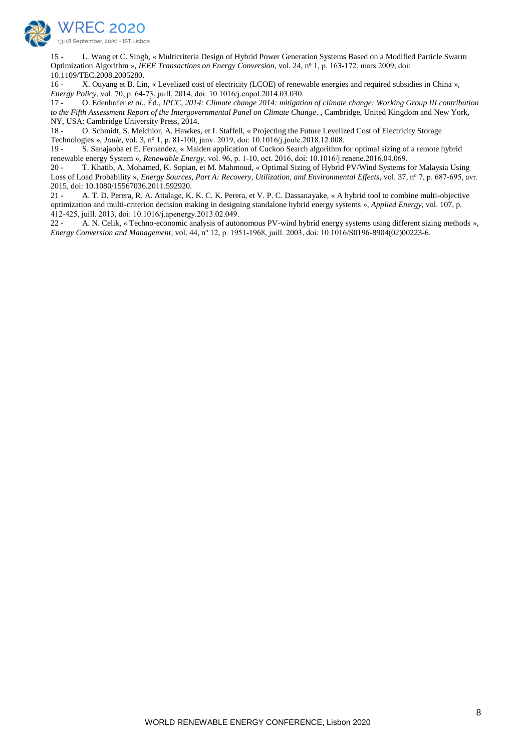15 - L. Wang et C. Singh, « Multicriteria Design of Hybrid Power Generation Systems Based on a Modified Particle Swarm Optimization Algorithm », *IEEE Transactions on Energy Conversion*, vol. 24, nº 1, p. 163-172, mars 2009, doi: 10.1109/TEC.2008.2005280.

16 - X. Ouyang et B. Lin, « Levelized cost of electricity (LCOE) of renewable energies and required subsidies in China », *Energy Policy*, vol. 70, p. 64-73, juill. 2014, doi: 10.1016/j.enpol.2014.03.030.

17 - O. Edenhofer *et al.*, Éd., *IPCC, 2014: Climate change 2014: mitigation of climate change: Working Group III contribution to the Fifth Assessment Report of the Intergovernmental Panel on Climate Change*. , Cambridge, United Kingdom and New York, NY, USA: Cambridge University Press, 2014.

18 - O. Schmidt, S. Melchior, A. Hawkes, et I. Staffell, « Projecting the Future Levelized Cost of Electricity Storage Technologies », *Joule*, vol. 3, nº 1, p. 81-100, janv. 2019, doi: 10.1016/j.joule.2018.12.008.

19 - S. Sanajaoba et E. Fernandez, « Maiden application of Cuckoo Search algorithm for optimal sizing of a remote hybrid renewable energy System », *Renewable Energy*, vol. 96, p. 1-10, oct. 2016, doi: 10.1016/j.renene.2016.04.069.

20 - T. Khatib, A. Mohamed, K. Sopian, et M. Mahmoud, « Optimal Sizing of Hybrid PV/Wind Systems for Malaysia Using Loss of Load Probability », *Energy Sources, Part A: Recovery, Utilization, and Environmental Effects*, vol. 37, nº 7, p. 687-695, avr. 2015, doi: 10.1080/15567036.2011.592920.

21 - A. T. D. Perera, R. A. Attalage, K. K. C. K. Perera, et V. P. C. Dassanayake, « A hybrid tool to combine multi-objective optimization and multi-criterion decision making in designing standalone hybrid energy systems », *Applied Energy*, vol. 107, p. 412-425, juill. 2013, doi: 10.1016/j.apenergy.2013.02.049.

22 - A. N. Celik, « Techno-economic analysis of autonomous PV-wind hybrid energy systems using different sizing methods », *Energy Conversion and Management*, vol. 44, nº 12, p. 1951-1968, juill. 2003, doi: 10.1016/S0196-8904(02)00223-6.